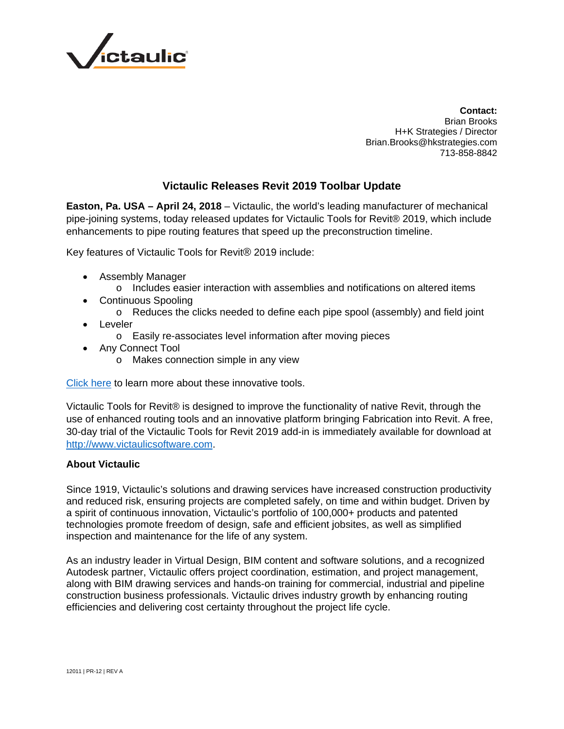**Contact:**
Brian Brooks
H+K Strategies / Director
Brian.Brooks@hkstrategies.com
713-858-8842

# Victaulic Releases Revit 2019 Toolbar Update

**Easton, Pa. USA – April 24, 2018** – Victaulic, the world's leading manufacturer of mechanical pipe-joining systems, today released updates for Victaulic Tools for Revit® 2019, which include enhancements to pipe routing features that speed up the preconstruction timeline.

Key features of Victaulic Tools for Revit® 2019 include:

- Assembly Manager
  - Includes easier interaction with assemblies and notifications on altered items
- Continuous Spooling
  - Reduces the clicks needed to define each pipe spool (assembly) and field joint
- Leveler
  - Easily re-associates level information after moving pieces
- Any Connect Tool
  - Makes connection simple in any view

Click here to learn more about these innovative tools.

Victaulic Tools for Revit® is designed to improve the functionality of native Revit, through the use of enhanced routing tools and an innovative platform bringing Fabrication into Revit. A free, 30-day trial of the Victaulic Tools for Revit 2019 add-in is immediately available for download at http://www.victaulicsoftware.com.

**About Victaulic**

Since 1919, Victaulic's solutions and drawing services have increased construction productivity and reduced risk, ensuring projects are completed safely, on time and within budget. Driven by a spirit of continuous innovation, Victaulic's portfolio of 100,000+ products and patented technologies promote freedom of design, safe and efficient jobsites, as well as simplified inspection and maintenance for the life of any system.

As an industry leader in Virtual Design, BIM content and software solutions, and a recognized Autodesk partner, Victaulic offers project coordination, estimation, and project management, along with BIM drawing services and hands-on training for commercial, industrial and pipeline construction business professionals. Victaulic drives industry growth by enhancing routing efficiencies and delivering cost certainty throughout the project life cycle.

12011 | PR-12 | REV A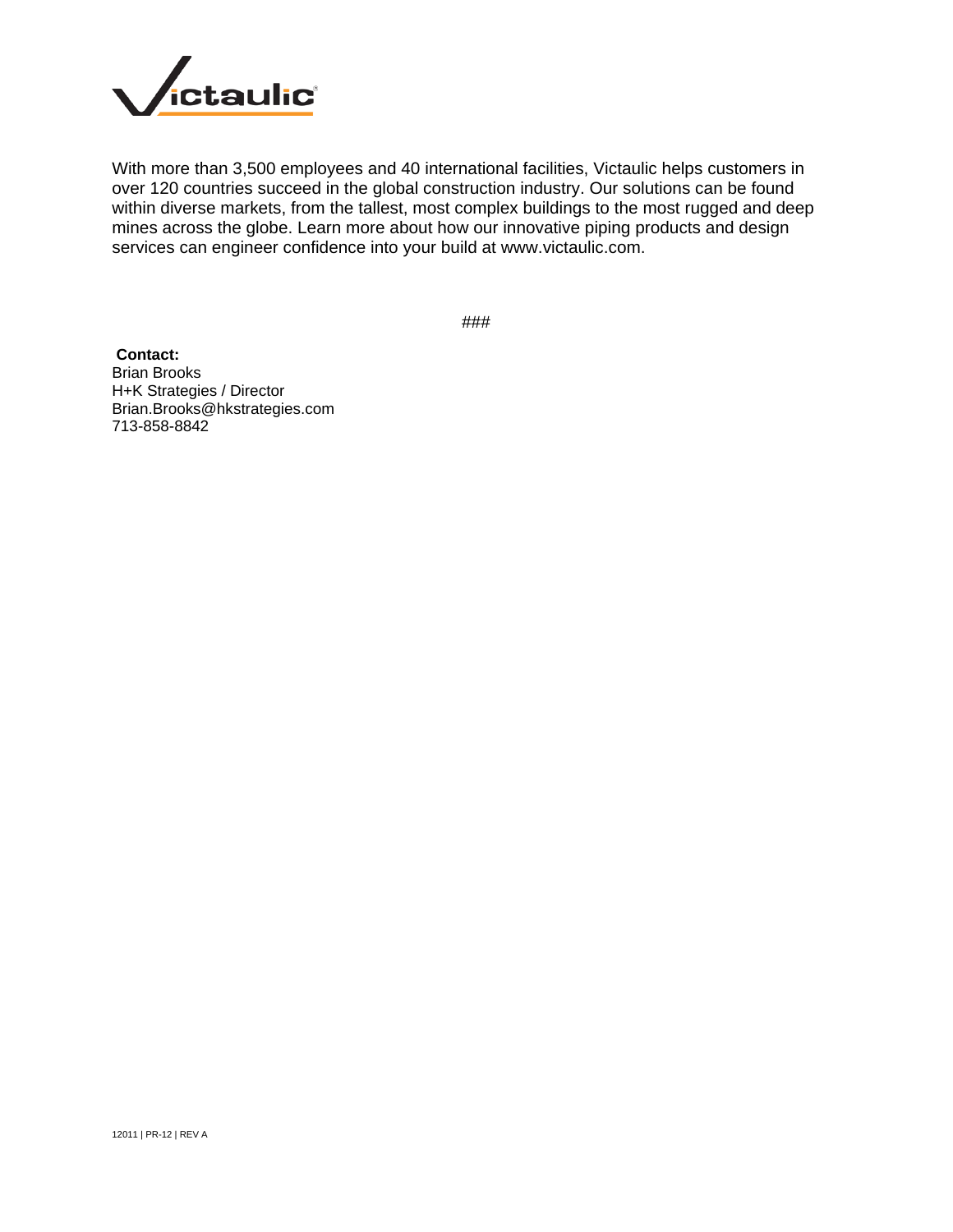With more than 3,500 employees and 40 international facilities, Victaulic helps customers in over 120 countries succeed in the global construction industry. Our solutions can be found within diverse markets, from the tallest, most complex buildings to the most rugged and deep mines across the globe. Learn more about how our innovative piping products and design services can engineer confidence into your build at www.victaulic.com.

###

**Contact:**
Brian Brooks
H+K Strategies / Director
Brian.Brooks@hkstrategies.com
713-858-8842

12011 | PR-12 | REV A